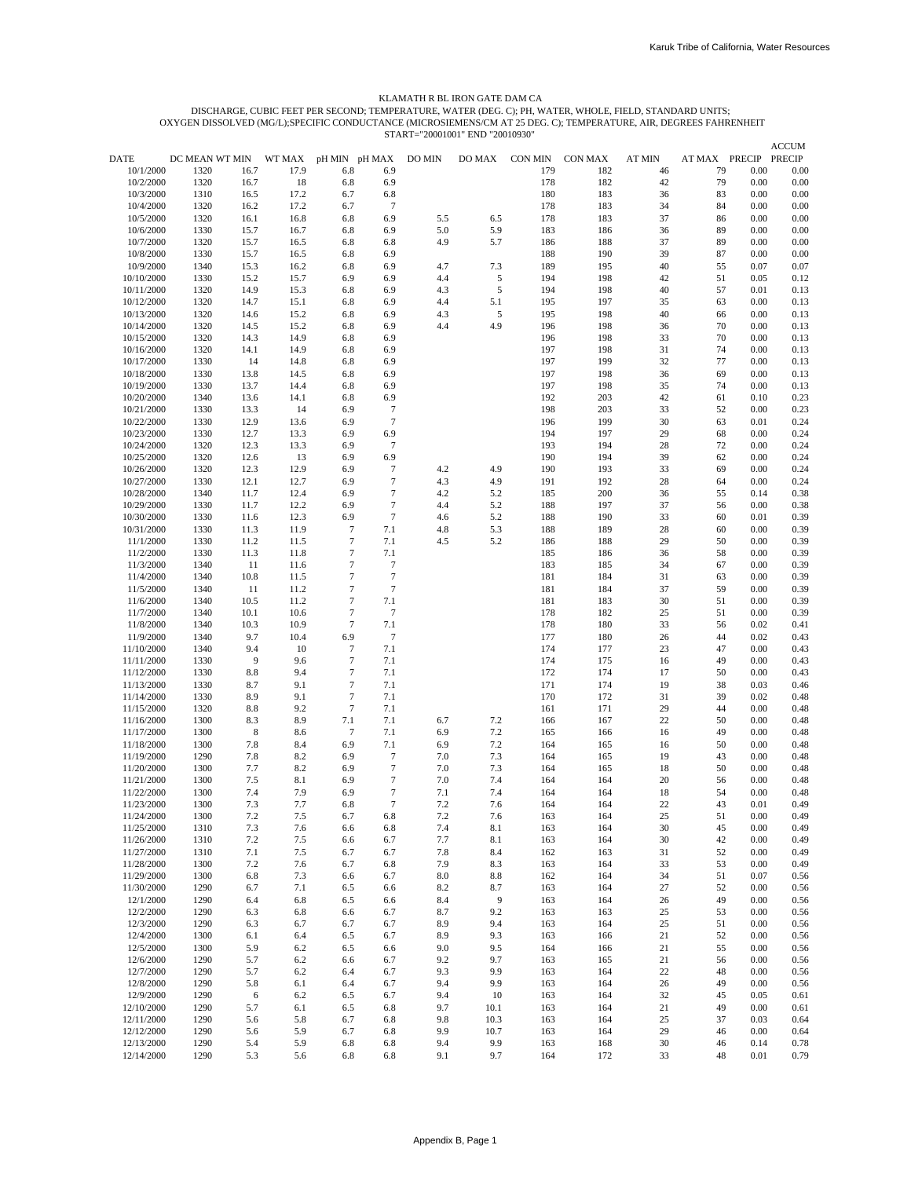KLAMATH R BL IRON GATE DAM CA

DISCHARGE, CUBIC FEET PER SECOND; TEMPERATURE, WATER (DEG. C); PH, WATER, WHOLE, FIELD, STANDARD UNITS; OXYGEN DISSOLVED (MG/L);SPECIFIC CONDUCTANCE (MICROSIEMENS/CM AT 25 DEG. C); TEMPERATURE, AIR, DEGREES FAHRENHEIT

START="20001001" END "20010930"

| DATE | DC MEAN | WT MIN | WT MAX | pH MIN | pH MAX | DO MIN | DO MAX | CON MIN | CON MAX | AT MIN | AT MAX | PRECIP | ACCUM PRECIP |
|---|---|---|---|---|---|---|---|---|---|---|---|---|---|
| 10/1/2000 | 1320 | 16.7 | 17.9 | 6.8 | 6.9 | | | 179 | 182 | 46 | 79 | 0.00 | 0.00 |
| 10/2/2000 | 1320 | 16.7 | 18 | 6.8 | 6.9 | | | 178 | 182 | 42 | 79 | 0.00 | 0.00 |
| 10/3/2000 | 1310 | 16.5 | 17.2 | 6.7 | 6.8 | | | 180 | 183 | 36 | 83 | 0.00 | 0.00 |
| 10/4/2000 | 1320 | 16.2 | 17.2 | 6.7 | 7 | | | 178 | 183 | 34 | 84 | 0.00 | 0.00 |
| 10/5/2000 | 1320 | 16.1 | 16.8 | 6.8 | 6.9 | 5.5 | 6.5 | 178 | 183 | 37 | 86 | 0.00 | 0.00 |
| 10/6/2000 | 1330 | 15.7 | 16.7 | 6.8 | 6.9 | 5.0 | 5.9 | 183 | 186 | 36 | 89 | 0.00 | 0.00 |
| 10/7/2000 | 1320 | 15.7 | 16.5 | 6.8 | 6.8 | 4.9 | 5.7 | 186 | 188 | 37 | 89 | 0.00 | 0.00 |
| 10/8/2000 | 1330 | 15.7 | 16.5 | 6.8 | 6.9 | | | 188 | 190 | 39 | 87 | 0.00 | 0.00 |
| 10/9/2000 | 1340 | 15.3 | 16.2 | 6.8 | 6.9 | 4.7 | 7.3 | 189 | 195 | 40 | 55 | 0.07 | 0.07 |
| 10/10/2000 | 1330 | 15.2 | 15.7 | 6.9 | 6.9 | 4.4 | 5 | 194 | 198 | 42 | 51 | 0.05 | 0.12 |
| 10/11/2000 | 1320 | 14.9 | 15.3 | 6.8 | 6.9 | 4.3 | 5 | 194 | 198 | 40 | 57 | 0.01 | 0.13 |
| 10/12/2000 | 1320 | 14.7 | 15.1 | 6.8 | 6.9 | 4.4 | 5.1 | 195 | 197 | 35 | 63 | 0.00 | 0.13 |
| 10/13/2000 | 1320 | 14.6 | 15.2 | 6.8 | 6.9 | 4.3 | 5 | 195 | 198 | 40 | 66 | 0.00 | 0.13 |
| 10/14/2000 | 1320 | 14.5 | 15.2 | 6.8 | 6.9 | 4.4 | 4.9 | 196 | 198 | 36 | 70 | 0.00 | 0.13 |
| 10/15/2000 | 1320 | 14.3 | 14.9 | 6.8 | 6.9 | | | 196 | 198 | 33 | 70 | 0.00 | 0.13 |
| 10/16/2000 | 1320 | 14.1 | 14.9 | 6.8 | 6.9 | | | 197 | 198 | 31 | 74 | 0.00 | 0.13 |
| 10/17/2000 | 1330 | 14 | 14.8 | 6.8 | 6.9 | | | 197 | 199 | 32 | 77 | 0.00 | 0.13 |
| 10/18/2000 | 1330 | 13.8 | 14.5 | 6.8 | 6.9 | | | 197 | 198 | 36 | 69 | 0.00 | 0.13 |
| 10/19/2000 | 1330 | 13.7 | 14.4 | 6.8 | 6.9 | | | 197 | 198 | 35 | 74 | 0.00 | 0.13 |
| 10/20/2000 | 1340 | 13.6 | 14.1 | 6.8 | 6.9 | | | 192 | 203 | 42 | 61 | 0.10 | 0.23 |
| 10/21/2000 | 1330 | 13.3 | 14 | 6.9 | 7 | | | 198 | 203 | 33 | 52 | 0.00 | 0.23 |
| 10/22/2000 | 1330 | 12.9 | 13.6 | 6.9 | 7 | | | 196 | 199 | 30 | 63 | 0.01 | 0.24 |
| 10/23/2000 | 1330 | 12.7 | 13.3 | 6.9 | 6.9 | | | 194 | 197 | 29 | 68 | 0.00 | 0.24 |
| 10/24/2000 | 1320 | 12.3 | 13.3 | 6.9 | 7 | | | 193 | 194 | 28 | 72 | 0.00 | 0.24 |
| 10/25/2000 | 1320 | 12.6 | 13 | 6.9 | 6.9 | | | 190 | 194 | 39 | 62 | 0.00 | 0.24 |
| 10/26/2000 | 1320 | 12.3 | 12.9 | 6.9 | 7 | 4.2 | 4.9 | 190 | 193 | 33 | 69 | 0.00 | 0.24 |
| 10/27/2000 | 1330 | 12.1 | 12.7 | 6.9 | 7 | 4.3 | 4.9 | 191 | 192 | 28 | 64 | 0.00 | 0.24 |
| 10/28/2000 | 1340 | 11.7 | 12.4 | 6.9 | 7 | 4.2 | 5.2 | 185 | 200 | 36 | 55 | 0.14 | 0.38 |
| 10/29/2000 | 1330 | 11.7 | 12.2 | 6.9 | 7 | 4.4 | 5.2 | 188 | 197 | 37 | 56 | 0.00 | 0.38 |
| 10/30/2000 | 1330 | 11.6 | 12.3 | 6.9 | 7 | 4.6 | 5.2 | 188 | 190 | 33 | 60 | 0.01 | 0.39 |
| 10/31/2000 | 1330 | 11.3 | 11.9 | 7 | 7.1 | 4.8 | 5.3 | 188 | 189 | 28 | 60 | 0.00 | 0.39 |
| 11/1/2000 | 1330 | 11.2 | 11.5 | 7 | 7.1 | 4.5 | 5.2 | 186 | 188 | 29 | 50 | 0.00 | 0.39 |
| 11/2/2000 | 1330 | 11.3 | 11.8 | 7 | 7.1 | | | 185 | 186 | 36 | 58 | 0.00 | 0.39 |
| 11/3/2000 | 1340 | 11 | 11.6 | 7 | 7 | | | 183 | 185 | 34 | 67 | 0.00 | 0.39 |
| 11/4/2000 | 1340 | 10.8 | 11.5 | 7 | 7 | | | 181 | 184 | 31 | 63 | 0.00 | 0.39 |
| 11/5/2000 | 1340 | 11 | 11.2 | 7 | 7 | | | 181 | 184 | 37 | 59 | 0.00 | 0.39 |
| 11/6/2000 | 1340 | 10.5 | 11.2 | 7 | 7.1 | | | 181 | 183 | 30 | 51 | 0.00 | 0.39 |
| 11/7/2000 | 1340 | 10.1 | 10.6 | 7 | 7 | | | 178 | 182 | 25 | 51 | 0.00 | 0.39 |
| 11/8/2000 | 1340 | 10.3 | 10.9 | 7 | 7.1 | | | 178 | 180 | 33 | 56 | 0.02 | 0.41 |
| 11/9/2000 | 1340 | 9.7 | 10.4 | 6.9 | 7 | | | 177 | 180 | 26 | 44 | 0.02 | 0.43 |
| 11/10/2000 | 1340 | 9.4 | 10 | 7 | 7.1 | | | 174 | 177 | 23 | 47 | 0.00 | 0.43 |
| 11/11/2000 | 1330 | 9 | 9.6 | 7 | 7.1 | | | 174 | 175 | 16 | 49 | 0.00 | 0.43 |
| 11/12/2000 | 1330 | 8.8 | 9.4 | 7 | 7.1 | | | 172 | 174 | 17 | 50 | 0.00 | 0.43 |
| 11/13/2000 | 1330 | 8.7 | 9.1 | 7 | 7.1 | | | 171 | 174 | 19 | 38 | 0.03 | 0.46 |
| 11/14/2000 | 1330 | 8.9 | 9.1 | 7 | 7.1 | | | 170 | 172 | 31 | 39 | 0.02 | 0.48 |
| 11/15/2000 | 1320 | 8.8 | 9.2 | 7 | 7.1 | | | 161 | 171 | 29 | 44 | 0.00 | 0.48 |
| 11/16/2000 | 1300 | 8.3 | 8.9 | 7.1 | 7.1 | 6.7 | 7.2 | 166 | 167 | 22 | 50 | 0.00 | 0.48 |
| 11/17/2000 | 1300 | 8 | 8.6 | 7 | 7.1 | 6.9 | 7.2 | 165 | 166 | 16 | 49 | 0.00 | 0.48 |
| 11/18/2000 | 1300 | 7.8 | 8.4 | 6.9 | 7.1 | 6.9 | 7.2 | 164 | 165 | 16 | 50 | 0.00 | 0.48 |
| 11/19/2000 | 1290 | 7.8 | 8.2 | 6.9 | 7 | 7.0 | 7.3 | 164 | 165 | 19 | 43 | 0.00 | 0.48 |
| 11/20/2000 | 1300 | 7.7 | 8.2 | 6.9 | 7 | 7.0 | 7.3 | 164 | 165 | 18 | 50 | 0.00 | 0.48 |
| 11/21/2000 | 1300 | 7.5 | 8.1 | 6.9 | 7 | 7.0 | 7.4 | 164 | 164 | 20 | 56 | 0.00 | 0.48 |
| 11/22/2000 | 1300 | 7.4 | 7.9 | 6.9 | 7 | 7.1 | 7.4 | 164 | 164 | 18 | 54 | 0.00 | 0.48 |
| 11/23/2000 | 1300 | 7.3 | 7.7 | 6.8 | 7 | 7.2 | 7.6 | 164 | 164 | 22 | 43 | 0.01 | 0.49 |
| 11/24/2000 | 1300 | 7.2 | 7.5 | 6.7 | 6.8 | 7.2 | 7.6 | 163 | 164 | 25 | 51 | 0.00 | 0.49 |
| 11/25/2000 | 1310 | 7.3 | 7.6 | 6.6 | 6.8 | 7.4 | 8.1 | 163 | 164 | 30 | 45 | 0.00 | 0.49 |
| 11/26/2000 | 1310 | 7.2 | 7.5 | 6.6 | 6.7 | 7.7 | 8.1 | 163 | 164 | 30 | 42 | 0.00 | 0.49 |
| 11/27/2000 | 1310 | 7.1 | 7.5 | 6.7 | 6.7 | 7.8 | 8.4 | 162 | 163 | 31 | 52 | 0.00 | 0.49 |
| 11/28/2000 | 1300 | 7.2 | 7.6 | 6.7 | 6.8 | 7.9 | 8.3 | 163 | 164 | 33 | 53 | 0.00 | 0.49 |
| 11/29/2000 | 1300 | 6.8 | 7.3 | 6.6 | 6.7 | 8.0 | 8.8 | 162 | 164 | 34 | 51 | 0.07 | 0.56 |
| 11/30/2000 | 1290 | 6.7 | 7.1 | 6.5 | 6.6 | 8.2 | 8.7 | 163 | 164 | 27 | 52 | 0.00 | 0.56 |
| 12/1/2000 | 1290 | 6.4 | 6.8 | 6.5 | 6.6 | 8.4 | 9 | 163 | 164 | 26 | 49 | 0.00 | 0.56 |
| 12/2/2000 | 1290 | 6.3 | 6.8 | 6.6 | 6.7 | 8.7 | 9.2 | 163 | 163 | 25 | 53 | 0.00 | 0.56 |
| 12/3/2000 | 1290 | 6.3 | 6.7 | 6.7 | 6.7 | 8.9 | 9.4 | 163 | 164 | 25 | 51 | 0.00 | 0.56 |
| 12/4/2000 | 1300 | 6.1 | 6.4 | 6.5 | 6.7 | 8.9 | 9.3 | 163 | 166 | 21 | 52 | 0.00 | 0.56 |
| 12/5/2000 | 1300 | 5.9 | 6.2 | 6.5 | 6.6 | 9.0 | 9.5 | 164 | 166 | 21 | 55 | 0.00 | 0.56 |
| 12/6/2000 | 1290 | 5.7 | 6.2 | 6.6 | 6.7 | 9.2 | 9.7 | 163 | 165 | 21 | 56 | 0.00 | 0.56 |
| 12/7/2000 | 1290 | 5.7 | 6.2 | 6.4 | 6.7 | 9.3 | 9.9 | 163 | 164 | 22 | 48 | 0.00 | 0.56 |
| 12/8/2000 | 1290 | 5.8 | 6.1 | 6.4 | 6.7 | 9.4 | 9.9 | 163 | 164 | 26 | 49 | 0.00 | 0.56 |
| 12/9/2000 | 1290 | 6 | 6.2 | 6.5 | 6.7 | 9.4 | 10 | 163 | 164 | 32 | 45 | 0.05 | 0.61 |
| 12/10/2000 | 1290 | 5.7 | 6.1 | 6.5 | 6.8 | 9.7 | 10.1 | 163 | 164 | 21 | 49 | 0.00 | 0.61 |
| 12/11/2000 | 1290 | 5.6 | 5.8 | 6.7 | 6.8 | 9.8 | 10.3 | 163 | 164 | 25 | 37 | 0.03 | 0.64 |
| 12/12/2000 | 1290 | 5.6 | 5.9 | 6.7 | 6.8 | 9.9 | 10.7 | 163 | 164 | 29 | 46 | 0.00 | 0.64 |
| 12/13/2000 | 1290 | 5.4 | 5.9 | 6.8 | 6.8 | 9.4 | 9.9 | 163 | 168 | 30 | 46 | 0.14 | 0.78 |
| 12/14/2000 | 1290 | 5.3 | 5.6 | 6.8 | 6.8 | 9.1 | 9.7 | 164 | 172 | 33 | 48 | 0.01 | 0.79 |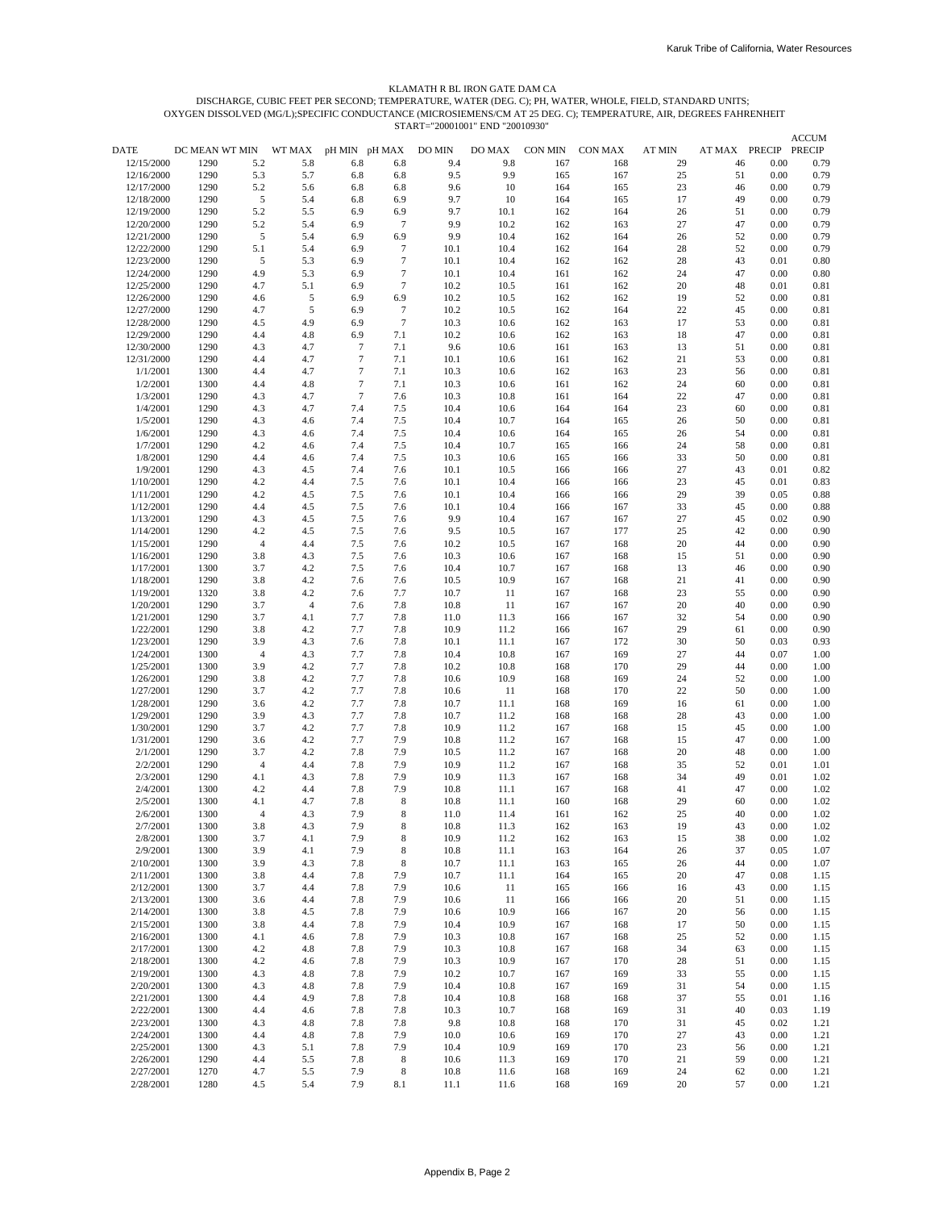KLAMATH R BL IRON GATE DAM CA

DISCHARGE, CUBIC FEET PER SECOND; TEMPERATURE, WATER (DEG. C); PH, WATER, WHOLE, FIELD, STANDARD UNITS;
OXYGEN DISSOLVED (MG/L);SPECIFIC CONDUCTANCE (MICROSIEMENS/CM AT 25 DEG. C); TEMPERATURE, AIR, DEGREES FAHRENHEIT
START="20001001" END "20010930"

| DATE | DC MEAN | WT MIN | WT MAX | pH MIN | pH MAX | DO MIN | DO MAX | CON MIN | CON MAX | AT MIN | AT MAX | PRECIP | ACCUM PRECIP |
|---|---|---|---|---|---|---|---|---|---|---|---|---|---|
| 12/15/2000 | 1290 | 5.2 | 5.8 | 6.8 | 6.8 | 9.4 | 9.8 | 167 | 168 | 29 | 46 | 0.00 | 0.79 |
| 12/16/2000 | 1290 | 5.3 | 5.7 | 6.8 | 6.8 | 9.5 | 9.9 | 165 | 167 | 25 | 51 | 0.00 | 0.79 |
| 12/17/2000 | 1290 | 5.2 | 5.6 | 6.8 | 6.8 | 9.6 | 10 | 164 | 165 | 23 | 46 | 0.00 | 0.79 |
| 12/18/2000 | 1290 | 5 | 5.4 | 6.8 | 6.9 | 9.7 | 10 | 164 | 165 | 17 | 49 | 0.00 | 0.79 |
| 12/19/2000 | 1290 | 5.2 | 5.5 | 6.9 | 6.9 | 9.7 | 10.1 | 162 | 164 | 26 | 51 | 0.00 | 0.79 |
| 12/20/2000 | 1290 | 5.2 | 5.4 | 6.9 | 7 | 9.9 | 10.2 | 162 | 163 | 27 | 47 | 0.00 | 0.79 |
| 12/21/2000 | 1290 | 5 | 5.4 | 6.9 | 6.9 | 9.9 | 10.4 | 162 | 164 | 26 | 52 | 0.00 | 0.79 |
| 12/22/2000 | 1290 | 5.1 | 5.4 | 6.9 | 7 | 10.1 | 10.4 | 162 | 164 | 28 | 52 | 0.00 | 0.79 |
| 12/23/2000 | 1290 | 5 | 5.3 | 6.9 | 7 | 10.1 | 10.4 | 162 | 162 | 28 | 43 | 0.01 | 0.80 |
| 12/24/2000 | 1290 | 4.9 | 5.3 | 6.9 | 7 | 10.1 | 10.4 | 161 | 162 | 24 | 47 | 0.00 | 0.80 |
| 12/25/2000 | 1290 | 4.7 | 5.1 | 6.9 | 7 | 10.2 | 10.5 | 161 | 162 | 20 | 48 | 0.01 | 0.81 |
| 12/26/2000 | 1290 | 4.6 | 5 | 6.9 | 6.9 | 10.2 | 10.5 | 162 | 162 | 19 | 52 | 0.00 | 0.81 |
| 12/27/2000 | 1290 | 4.7 | 5 | 6.9 | 7 | 10.2 | 10.5 | 162 | 164 | 22 | 45 | 0.00 | 0.81 |
| 12/28/2000 | 1290 | 4.5 | 4.9 | 6.9 | 7 | 10.3 | 10.6 | 162 | 163 | 17 | 53 | 0.00 | 0.81 |
| 12/29/2000 | 1290 | 4.4 | 4.8 | 6.9 | 7.1 | 10.2 | 10.6 | 162 | 163 | 18 | 47 | 0.00 | 0.81 |
| 12/30/2000 | 1290 | 4.3 | 4.7 | 7 | 7.1 | 9.6 | 10.6 | 161 | 163 | 13 | 51 | 0.00 | 0.81 |
| 12/31/2000 | 1290 | 4.4 | 4.7 | 7 | 7.1 | 10.1 | 10.6 | 161 | 162 | 21 | 53 | 0.00 | 0.81 |
| 1/1/2001 | 1300 | 4.4 | 4.7 | 7 | 7.1 | 10.3 | 10.6 | 162 | 163 | 23 | 56 | 0.00 | 0.81 |
| 1/2/2001 | 1300 | 4.4 | 4.8 | 7 | 7.1 | 10.3 | 10.6 | 161 | 162 | 24 | 60 | 0.00 | 0.81 |
| 1/3/2001 | 1290 | 4.3 | 4.7 | 7 | 7.6 | 10.3 | 10.8 | 161 | 164 | 22 | 47 | 0.00 | 0.81 |
| 1/4/2001 | 1290 | 4.3 | 4.7 | 7.4 | 7.5 | 10.4 | 10.6 | 164 | 164 | 23 | 60 | 0.00 | 0.81 |
| 1/5/2001 | 1290 | 4.3 | 4.6 | 7.4 | 7.5 | 10.4 | 10.7 | 164 | 165 | 26 | 50 | 0.00 | 0.81 |
| 1/6/2001 | 1290 | 4.3 | 4.6 | 7.4 | 7.5 | 10.4 | 10.6 | 164 | 165 | 26 | 54 | 0.00 | 0.81 |
| 1/7/2001 | 1290 | 4.2 | 4.6 | 7.4 | 7.5 | 10.4 | 10.7 | 165 | 166 | 24 | 58 | 0.00 | 0.81 |
| 1/8/2001 | 1290 | 4.4 | 4.6 | 7.4 | 7.5 | 10.3 | 10.6 | 165 | 166 | 33 | 50 | 0.00 | 0.81 |
| 1/9/2001 | 1290 | 4.3 | 4.5 | 7.4 | 7.6 | 10.1 | 10.5 | 166 | 166 | 27 | 43 | 0.01 | 0.82 |
| 1/10/2001 | 1290 | 4.2 | 4.4 | 7.5 | 7.6 | 10.1 | 10.4 | 166 | 166 | 23 | 45 | 0.01 | 0.83 |
| 1/11/2001 | 1290 | 4.2 | 4.5 | 7.5 | 7.6 | 10.1 | 10.4 | 166 | 166 | 29 | 39 | 0.05 | 0.88 |
| 1/12/2001 | 1290 | 4.4 | 4.5 | 7.5 | 7.6 | 10.1 | 10.4 | 166 | 167 | 33 | 45 | 0.00 | 0.88 |
| 1/13/2001 | 1290 | 4.3 | 4.5 | 7.5 | 7.6 | 9.9 | 10.4 | 167 | 167 | 27 | 45 | 0.02 | 0.90 |
| 1/14/2001 | 1290 | 4.2 | 4.5 | 7.5 | 7.6 | 9.5 | 10.5 | 167 | 177 | 25 | 42 | 0.00 | 0.90 |
| 1/15/2001 | 1290 | 4 | 4.4 | 7.5 | 7.6 | 10.2 | 10.5 | 167 | 168 | 20 | 44 | 0.00 | 0.90 |
| 1/16/2001 | 1290 | 3.8 | 4.3 | 7.5 | 7.6 | 10.3 | 10.6 | 167 | 168 | 15 | 51 | 0.00 | 0.90 |
| 1/17/2001 | 1300 | 3.7 | 4.2 | 7.5 | 7.6 | 10.4 | 10.7 | 167 | 168 | 13 | 46 | 0.00 | 0.90 |
| 1/18/2001 | 1290 | 3.8 | 4.2 | 7.6 | 7.6 | 10.5 | 10.9 | 167 | 168 | 21 | 41 | 0.00 | 0.90 |
| 1/19/2001 | 1320 | 3.8 | 4.2 | 7.6 | 7.7 | 10.7 | 11 | 167 | 168 | 23 | 55 | 0.00 | 0.90 |
| 1/20/2001 | 1290 | 3.7 | 4 | 7.6 | 7.8 | 10.8 | 11 | 167 | 167 | 20 | 40 | 0.00 | 0.90 |
| 1/21/2001 | 1290 | 3.7 | 4.1 | 7.7 | 7.8 | 11.0 | 11.3 | 166 | 167 | 32 | 54 | 0.00 | 0.90 |
| 1/22/2001 | 1290 | 3.8 | 4.2 | 7.7 | 7.8 | 10.9 | 11.2 | 166 | 167 | 29 | 61 | 0.00 | 0.90 |
| 1/23/2001 | 1290 | 3.9 | 4.3 | 7.6 | 7.8 | 10.1 | 11.1 | 167 | 172 | 30 | 50 | 0.03 | 0.93 |
| 1/24/2001 | 1300 | 4 | 4.3 | 7.7 | 7.8 | 10.4 | 10.8 | 167 | 169 | 27 | 44 | 0.07 | 1.00 |
| 1/25/2001 | 1300 | 3.9 | 4.2 | 7.7 | 7.8 | 10.2 | 10.8 | 168 | 170 | 29 | 44 | 0.00 | 1.00 |
| 1/26/2001 | 1290 | 3.8 | 4.2 | 7.7 | 7.8 | 10.6 | 10.9 | 168 | 169 | 24 | 52 | 0.00 | 1.00 |
| 1/27/2001 | 1290 | 3.7 | 4.2 | 7.7 | 7.8 | 10.6 | 11 | 168 | 170 | 22 | 50 | 0.00 | 1.00 |
| 1/28/2001 | 1290 | 3.6 | 4.2 | 7.7 | 7.8 | 10.7 | 11.1 | 168 | 169 | 16 | 61 | 0.00 | 1.00 |
| 1/29/2001 | 1290 | 3.9 | 4.3 | 7.7 | 7.8 | 10.7 | 11.2 | 168 | 168 | 28 | 43 | 0.00 | 1.00 |
| 1/30/2001 | 1290 | 3.7 | 4.2 | 7.7 | 7.8 | 10.9 | 11.2 | 167 | 168 | 15 | 45 | 0.00 | 1.00 |
| 1/31/2001 | 1290 | 3.6 | 4.2 | 7.7 | 7.9 | 10.8 | 11.2 | 167 | 168 | 15 | 47 | 0.00 | 1.00 |
| 2/1/2001 | 1290 | 3.7 | 4.2 | 7.8 | 7.9 | 10.5 | 11.2 | 167 | 168 | 20 | 48 | 0.00 | 1.00 |
| 2/2/2001 | 1290 | 4 | 4.4 | 7.8 | 7.9 | 10.9 | 11.2 | 167 | 168 | 35 | 52 | 0.01 | 1.01 |
| 2/3/2001 | 1290 | 4.1 | 4.3 | 7.8 | 7.9 | 10.9 | 11.3 | 167 | 168 | 34 | 49 | 0.01 | 1.02 |
| 2/4/2001 | 1300 | 4.2 | 4.4 | 7.8 | 7.9 | 10.8 | 11.1 | 167 | 168 | 41 | 47 | 0.00 | 1.02 |
| 2/5/2001 | 1300 | 4.1 | 4.7 | 7.8 | 8 | 10.8 | 11.1 | 160 | 168 | 29 | 60 | 0.00 | 1.02 |
| 2/6/2001 | 1300 | 4 | 4.3 | 7.9 | 8 | 11.0 | 11.4 | 161 | 162 | 25 | 40 | 0.00 | 1.02 |
| 2/7/2001 | 1300 | 3.8 | 4.3 | 7.9 | 8 | 10.8 | 11.3 | 162 | 163 | 19 | 43 | 0.00 | 1.02 |
| 2/8/2001 | 1300 | 3.7 | 4.1 | 7.9 | 8 | 10.9 | 11.2 | 162 | 163 | 15 | 38 | 0.00 | 1.02 |
| 2/9/2001 | 1300 | 3.9 | 4.1 | 7.9 | 8 | 10.8 | 11.1 | 163 | 164 | 26 | 37 | 0.05 | 1.07 |
| 2/10/2001 | 1300 | 3.9 | 4.3 | 7.8 | 8 | 10.7 | 11.1 | 163 | 165 | 26 | 44 | 0.00 | 1.07 |
| 2/11/2001 | 1300 | 3.8 | 4.4 | 7.8 | 7.9 | 10.7 | 11.1 | 164 | 165 | 20 | 47 | 0.08 | 1.15 |
| 2/12/2001 | 1300 | 3.7 | 4.4 | 7.8 | 7.9 | 10.6 | 11 | 165 | 166 | 16 | 43 | 0.00 | 1.15 |
| 2/13/2001 | 1300 | 3.6 | 4.4 | 7.8 | 7.9 | 10.6 | 11 | 166 | 166 | 20 | 51 | 0.00 | 1.15 |
| 2/14/2001 | 1300 | 3.8 | 4.5 | 7.8 | 7.9 | 10.6 | 10.9 | 166 | 167 | 20 | 56 | 0.00 | 1.15 |
| 2/15/2001 | 1300 | 3.8 | 4.4 | 7.8 | 7.9 | 10.4 | 10.9 | 167 | 168 | 17 | 50 | 0.00 | 1.15 |
| 2/16/2001 | 1300 | 4.1 | 4.6 | 7.8 | 7.9 | 10.3 | 10.8 | 167 | 168 | 25 | 52 | 0.00 | 1.15 |
| 2/17/2001 | 1300 | 4.2 | 4.8 | 7.8 | 7.9 | 10.3 | 10.8 | 167 | 168 | 34 | 63 | 0.00 | 1.15 |
| 2/18/2001 | 1300 | 4.2 | 4.6 | 7.8 | 7.9 | 10.3 | 10.9 | 167 | 170 | 28 | 51 | 0.00 | 1.15 |
| 2/19/2001 | 1300 | 4.3 | 4.8 | 7.8 | 7.9 | 10.2 | 10.7 | 167 | 169 | 33 | 55 | 0.00 | 1.15 |
| 2/20/2001 | 1300 | 4.3 | 4.8 | 7.8 | 7.9 | 10.4 | 10.8 | 167 | 169 | 31 | 54 | 0.00 | 1.15 |
| 2/21/2001 | 1300 | 4.4 | 4.9 | 7.8 | 7.8 | 10.4 | 10.8 | 168 | 168 | 37 | 55 | 0.01 | 1.16 |
| 2/22/2001 | 1300 | 4.4 | 4.6 | 7.8 | 7.8 | 10.3 | 10.7 | 168 | 169 | 31 | 40 | 0.03 | 1.19 |
| 2/23/2001 | 1300 | 4.3 | 4.8 | 7.8 | 7.8 | 9.8 | 10.8 | 168 | 170 | 31 | 45 | 0.02 | 1.21 |
| 2/24/2001 | 1300 | 4.4 | 4.8 | 7.8 | 7.9 | 10.0 | 10.6 | 169 | 170 | 27 | 43 | 0.00 | 1.21 |
| 2/25/2001 | 1300 | 4.3 | 5.1 | 7.8 | 7.9 | 10.4 | 10.9 | 169 | 170 | 23 | 56 | 0.00 | 1.21 |
| 2/26/2001 | 1290 | 4.4 | 5.5 | 7.8 | 8 | 10.6 | 11.3 | 169 | 170 | 21 | 59 | 0.00 | 1.21 |
| 2/27/2001 | 1270 | 4.7 | 5.5 | 7.9 | 8 | 10.8 | 11.6 | 168 | 169 | 24 | 62 | 0.00 | 1.21 |
| 2/28/2001 | 1280 | 4.5 | 5.4 | 7.9 | 8.1 | 11.1 | 11.6 | 168 | 169 | 20 | 57 | 0.00 | 1.21 |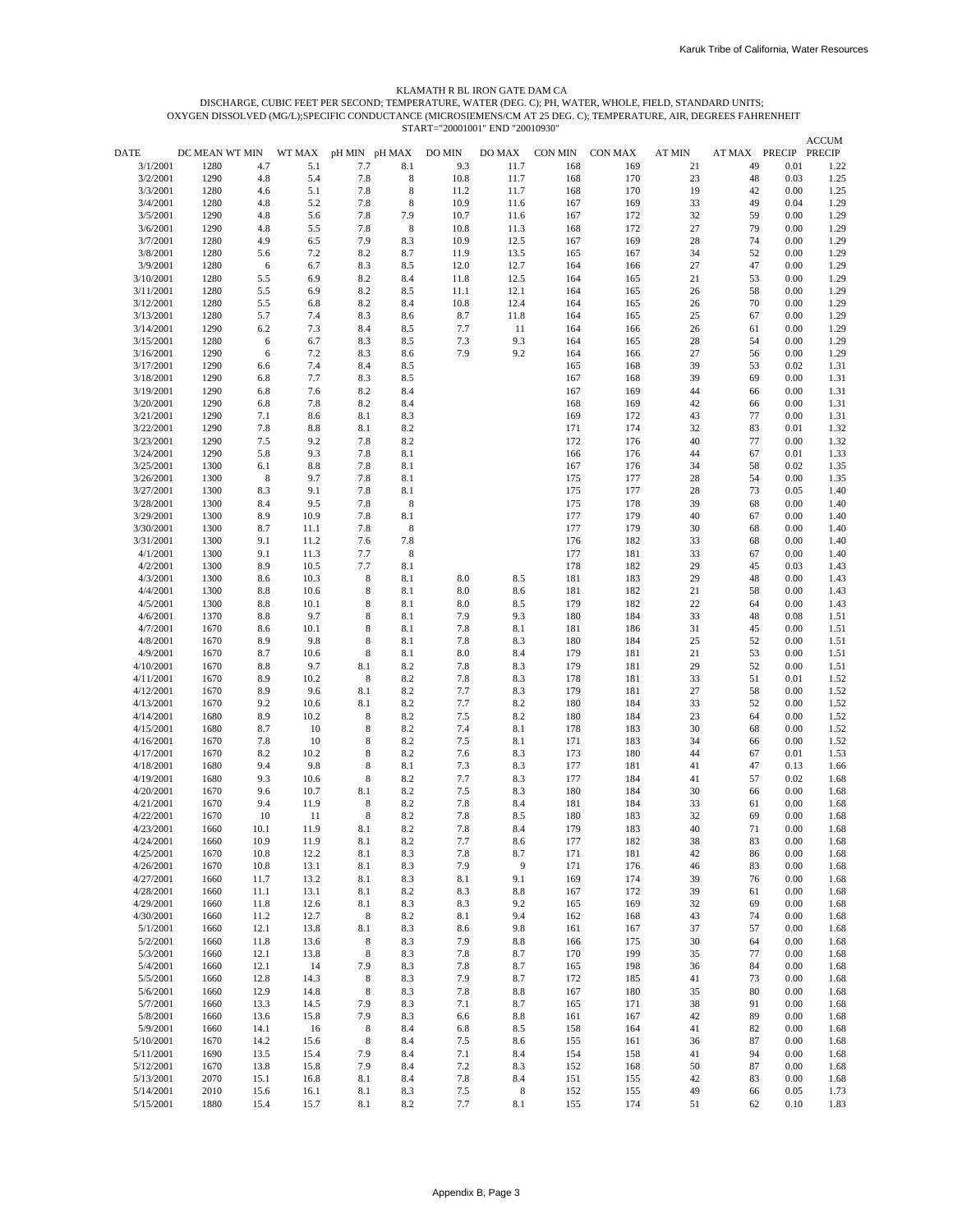KLAMATH R BL IRON GATE DAM CA

DISCHARGE, CUBIC FEET PER SECOND; TEMPERATURE, WATER (DEG. C); PH, WATER, WHOLE, FIELD, STANDARD UNITS;
OXYGEN DISSOLVED (MG/L);SPECIFIC CONDUCTANCE (MICROSIEMENS/CM AT 25 DEG. C); TEMPERATURE, AIR, DEGREES FAHRENHEIT
START="20001001" END "20010930"

| DATE | DC MEAN | WT MIN | WT MAX | pH MIN | pH MAX | DO MIN | DO MAX | CON MIN | CON MAX | AT MIN | AT MAX | PRECIP | ACCUM PRECIP |
|---|---|---|---|---|---|---|---|---|---|---|---|---|---|
| 3/1/2001 | 1280 | 4.7 | 5.1 | 7.7 | 8.1 | 9.3 | 11.7 | 168 | 169 | 21 | 49 | 0.01 | 1.22 |
| 3/2/2001 | 1290 | 4.8 | 5.4 | 7.8 | 8 | 10.8 | 11.7 | 168 | 170 | 23 | 48 | 0.03 | 1.25 |
| 3/3/2001 | 1280 | 4.6 | 5.1 | 7.8 | 8 | 11.2 | 11.7 | 168 | 170 | 19 | 42 | 0.00 | 1.25 |
| 3/4/2001 | 1280 | 4.8 | 5.2 | 7.8 | 8 | 10.9 | 11.6 | 167 | 169 | 33 | 49 | 0.04 | 1.29 |
| 3/5/2001 | 1290 | 4.8 | 5.6 | 7.8 | 7.9 | 10.7 | 11.6 | 167 | 172 | 32 | 59 | 0.00 | 1.29 |
| 3/6/2001 | 1290 | 4.8 | 5.5 | 7.8 | 8 | 10.8 | 11.3 | 168 | 172 | 27 | 79 | 0.00 | 1.29 |
| 3/7/2001 | 1280 | 4.9 | 6.5 | 7.9 | 8.3 | 10.9 | 12.5 | 167 | 169 | 28 | 74 | 0.00 | 1.29 |
| 3/8/2001 | 1280 | 5.6 | 7.2 | 8.2 | 8.7 | 11.9 | 13.5 | 165 | 167 | 34 | 52 | 0.00 | 1.29 |
| 3/9/2001 | 1280 | 6 | 6.7 | 8.3 | 8.5 | 12.0 | 12.7 | 164 | 166 | 27 | 47 | 0.00 | 1.29 |
| 3/10/2001 | 1280 | 5.5 | 6.9 | 8.2 | 8.4 | 11.8 | 12.5 | 164 | 165 | 21 | 53 | 0.00 | 1.29 |
| 3/11/2001 | 1280 | 5.5 | 6.9 | 8.2 | 8.5 | 11.1 | 12.1 | 164 | 165 | 26 | 58 | 0.00 | 1.29 |
| 3/12/2001 | 1280 | 5.5 | 6.8 | 8.2 | 8.4 | 10.8 | 12.4 | 164 | 165 | 26 | 70 | 0.00 | 1.29 |
| 3/13/2001 | 1280 | 5.7 | 7.4 | 8.3 | 8.6 | 8.7 | 11.8 | 164 | 165 | 25 | 67 | 0.00 | 1.29 |
| 3/14/2001 | 1290 | 6.2 | 7.3 | 8.4 | 8.5 | 7.7 | 11 | 164 | 166 | 26 | 61 | 0.00 | 1.29 |
| 3/15/2001 | 1280 | 6 | 6.7 | 8.3 | 8.5 | 7.3 | 9.3 | 164 | 165 | 28 | 54 | 0.00 | 1.29 |
| 3/16/2001 | 1290 | 6 | 7.2 | 8.3 | 8.6 | 7.9 | 9.2 | 164 | 166 | 27 | 56 | 0.00 | 1.29 |
| 3/17/2001 | 1290 | 6.6 | 7.4 | 8.4 | 8.5 | | | 165 | 168 | 39 | 53 | 0.02 | 1.31 |
| 3/18/2001 | 1290 | 6.8 | 7.7 | 8.3 | 8.5 | | | 167 | 168 | 39 | 69 | 0.00 | 1.31 |
| 3/19/2001 | 1290 | 6.8 | 7.6 | 8.2 | 8.4 | | | 167 | 169 | 44 | 66 | 0.00 | 1.31 |
| 3/20/2001 | 1290 | 6.8 | 7.8 | 8.2 | 8.4 | | | 168 | 169 | 42 | 66 | 0.00 | 1.31 |
| 3/21/2001 | 1290 | 7.1 | 8.6 | 8.1 | 8.3 | | | 169 | 172 | 43 | 77 | 0.00 | 1.31 |
| 3/22/2001 | 1290 | 7.8 | 8.8 | 8.1 | 8.2 | | | 171 | 174 | 32 | 83 | 0.01 | 1.32 |
| 3/23/2001 | 1290 | 7.5 | 9.2 | 7.8 | 8.2 | | | 172 | 176 | 40 | 77 | 0.00 | 1.32 |
| 3/24/2001 | 1290 | 5.8 | 9.3 | 7.8 | 8.1 | | | 166 | 176 | 44 | 67 | 0.01 | 1.33 |
| 3/25/2001 | 1300 | 6.1 | 8.8 | 7.8 | 8.1 | | | 167 | 176 | 34 | 58 | 0.02 | 1.35 |
| 3/26/2001 | 1300 | 8 | 9.7 | 7.8 | 8.1 | | | 175 | 177 | 28 | 54 | 0.00 | 1.35 |
| 3/27/2001 | 1300 | 8.3 | 9.1 | 7.8 | 8.1 | | | 175 | 177 | 28 | 73 | 0.05 | 1.40 |
| 3/28/2001 | 1300 | 8.4 | 9.5 | 7.8 | 8 | | | 175 | 178 | 39 | 68 | 0.00 | 1.40 |
| 3/29/2001 | 1300 | 8.9 | 10.9 | 7.8 | 8.1 | | | 177 | 179 | 40 | 67 | 0.00 | 1.40 |
| 3/30/2001 | 1300 | 8.7 | 11.1 | 7.8 | 8 | | | 177 | 179 | 30 | 68 | 0.00 | 1.40 |
| 3/31/2001 | 1300 | 9.1 | 11.2 | 7.6 | 7.8 | | | 176 | 182 | 33 | 68 | 0.00 | 1.40 |
| 4/1/2001 | 1300 | 9.1 | 11.3 | 7.7 | 8 | | | 177 | 181 | 33 | 67 | 0.00 | 1.40 |
| 4/2/2001 | 1300 | 8.9 | 10.5 | 7.7 | 8.1 | | | 178 | 182 | 29 | 45 | 0.03 | 1.43 |
| 4/3/2001 | 1300 | 8.6 | 10.3 | 8 | 8.1 | 8.0 | 8.5 | 181 | 183 | 29 | 48 | 0.00 | 1.43 |
| 4/4/2001 | 1300 | 8.8 | 10.6 | 8 | 8.1 | 8.0 | 8.6 | 181 | 182 | 21 | 58 | 0.00 | 1.43 |
| 4/5/2001 | 1300 | 8.8 | 10.1 | 8 | 8.1 | 8.0 | 8.5 | 179 | 182 | 22 | 64 | 0.00 | 1.43 |
| 4/6/2001 | 1370 | 8.8 | 9.7 | 8 | 8.1 | 7.9 | 9.3 | 180 | 184 | 33 | 48 | 0.08 | 1.51 |
| 4/7/2001 | 1670 | 8.6 | 10.1 | 8 | 8.1 | 7.8 | 8.1 | 181 | 186 | 31 | 45 | 0.00 | 1.51 |
| 4/8/2001 | 1670 | 8.9 | 9.8 | 8 | 8.1 | 7.8 | 8.3 | 180 | 184 | 25 | 52 | 0.00 | 1.51 |
| 4/9/2001 | 1670 | 8.7 | 10.6 | 8 | 8.1 | 8.0 | 8.4 | 179 | 181 | 21 | 53 | 0.00 | 1.51 |
| 4/10/2001 | 1670 | 8.8 | 9.7 | 8.1 | 8.2 | 7.8 | 8.3 | 179 | 181 | 29 | 52 | 0.00 | 1.51 |
| 4/11/2001 | 1670 | 8.9 | 10.2 | 8 | 8.2 | 7.8 | 8.3 | 178 | 181 | 33 | 51 | 0.01 | 1.52 |
| 4/12/2001 | 1670 | 8.9 | 9.6 | 8.1 | 8.2 | 7.7 | 8.3 | 179 | 181 | 27 | 58 | 0.00 | 1.52 |
| 4/13/2001 | 1670 | 9.2 | 10.6 | 8.1 | 8.2 | 7.7 | 8.2 | 180 | 184 | 33 | 52 | 0.00 | 1.52 |
| 4/14/2001 | 1680 | 8.9 | 10.2 | 8 | 8.2 | 7.5 | 8.2 | 180 | 184 | 23 | 64 | 0.00 | 1.52 |
| 4/15/2001 | 1680 | 8.7 | 10 | 8 | 8.2 | 7.4 | 8.1 | 178 | 183 | 30 | 68 | 0.00 | 1.52 |
| 4/16/2001 | 1670 | 7.8 | 10 | 8 | 8.2 | 7.5 | 8.1 | 171 | 183 | 34 | 66 | 0.00 | 1.52 |
| 4/17/2001 | 1670 | 8.2 | 10.2 | 8 | 8.2 | 7.6 | 8.3 | 173 | 180 | 44 | 67 | 0.01 | 1.53 |
| 4/18/2001 | 1680 | 9.4 | 9.8 | 8 | 8.1 | 7.3 | 8.3 | 177 | 181 | 41 | 47 | 0.13 | 1.66 |
| 4/19/2001 | 1680 | 9.3 | 10.6 | 8 | 8.2 | 7.7 | 8.3 | 177 | 184 | 41 | 57 | 0.02 | 1.68 |
| 4/20/2001 | 1670 | 9.6 | 10.7 | 8.1 | 8.2 | 7.5 | 8.3 | 180 | 184 | 30 | 66 | 0.00 | 1.68 |
| 4/21/2001 | 1670 | 9.4 | 11.9 | 8 | 8.2 | 7.8 | 8.4 | 181 | 184 | 33 | 61 | 0.00 | 1.68 |
| 4/22/2001 | 1670 | 10 | 11 | 8 | 8.2 | 7.8 | 8.5 | 180 | 183 | 32 | 69 | 0.00 | 1.68 |
| 4/23/2001 | 1660 | 10.1 | 11.9 | 8.1 | 8.2 | 7.8 | 8.4 | 179 | 183 | 40 | 71 | 0.00 | 1.68 |
| 4/24/2001 | 1660 | 10.9 | 11.9 | 8.1 | 8.2 | 7.7 | 8.6 | 177 | 182 | 38 | 83 | 0.00 | 1.68 |
| 4/25/2001 | 1670 | 10.8 | 12.2 | 8.1 | 8.3 | 7.8 | 8.7 | 171 | 181 | 42 | 86 | 0.00 | 1.68 |
| 4/26/2001 | 1670 | 10.8 | 13.1 | 8.1 | 8.3 | 7.9 | 9 | 171 | 176 | 46 | 83 | 0.00 | 1.68 |
| 4/27/2001 | 1660 | 11.7 | 13.2 | 8.1 | 8.3 | 8.1 | 9.1 | 169 | 174 | 39 | 76 | 0.00 | 1.68 |
| 4/28/2001 | 1660 | 11.1 | 13.1 | 8.1 | 8.2 | 8.3 | 8.8 | 167 | 172 | 39 | 61 | 0.00 | 1.68 |
| 4/29/2001 | 1660 | 11.8 | 12.6 | 8.1 | 8.3 | 8.3 | 9.2 | 165 | 169 | 32 | 69 | 0.00 | 1.68 |
| 4/30/2001 | 1660 | 11.2 | 12.7 | 8 | 8.2 | 8.1 | 9.4 | 162 | 168 | 43 | 74 | 0.00 | 1.68 |
| 5/1/2001 | 1660 | 12.1 | 13.8 | 8.1 | 8.3 | 8.6 | 9.8 | 161 | 167 | 37 | 57 | 0.00 | 1.68 |
| 5/2/2001 | 1660 | 11.8 | 13.6 | 8 | 8.3 | 7.9 | 8.8 | 166 | 175 | 30 | 64 | 0.00 | 1.68 |
| 5/3/2001 | 1660 | 12.1 | 13.8 | 8 | 8.3 | 7.8 | 8.7 | 170 | 199 | 35 | 77 | 0.00 | 1.68 |
| 5/4/2001 | 1660 | 12.1 | 14 | 7.9 | 8.3 | 7.8 | 8.7 | 165 | 198 | 36 | 84 | 0.00 | 1.68 |
| 5/5/2001 | 1660 | 12.8 | 14.3 | 8 | 8.3 | 7.9 | 8.7 | 172 | 185 | 41 | 73 | 0.00 | 1.68 |
| 5/6/2001 | 1660 | 12.9 | 14.8 | 8 | 8.3 | 7.8 | 8.8 | 167 | 180 | 35 | 80 | 0.00 | 1.68 |
| 5/7/2001 | 1660 | 13.3 | 14.5 | 7.9 | 8.3 | 7.1 | 8.7 | 165 | 171 | 38 | 91 | 0.00 | 1.68 |
| 5/8/2001 | 1660 | 13.6 | 15.8 | 7.9 | 8.3 | 6.6 | 8.8 | 161 | 167 | 42 | 89 | 0.00 | 1.68 |
| 5/9/2001 | 1660 | 14.1 | 16 | 8 | 8.4 | 6.8 | 8.5 | 158 | 164 | 41 | 82 | 0.00 | 1.68 |
| 5/10/2001 | 1670 | 14.2 | 15.6 | 8 | 8.4 | 7.5 | 8.6 | 155 | 161 | 36 | 87 | 0.00 | 1.68 |
| 5/11/2001 | 1690 | 13.5 | 15.4 | 7.9 | 8.4 | 7.1 | 8.4 | 154 | 158 | 41 | 94 | 0.00 | 1.68 |
| 5/12/2001 | 1670 | 13.8 | 15.8 | 7.9 | 8.4 | 7.2 | 8.3 | 152 | 168 | 50 | 87 | 0.00 | 1.68 |
| 5/13/2001 | 2070 | 15.1 | 16.8 | 8.1 | 8.4 | 7.8 | 8.4 | 151 | 155 | 42 | 83 | 0.00 | 1.68 |
| 5/14/2001 | 2010 | 15.6 | 16.1 | 8.1 | 8.3 | 7.5 | 8 | 152 | 155 | 49 | 66 | 0.05 | 1.73 |
| 5/15/2001 | 1880 | 15.4 | 15.7 | 8.1 | 8.2 | 7.7 | 8.1 | 155 | 174 | 51 | 62 | 0.10 | 1.83 |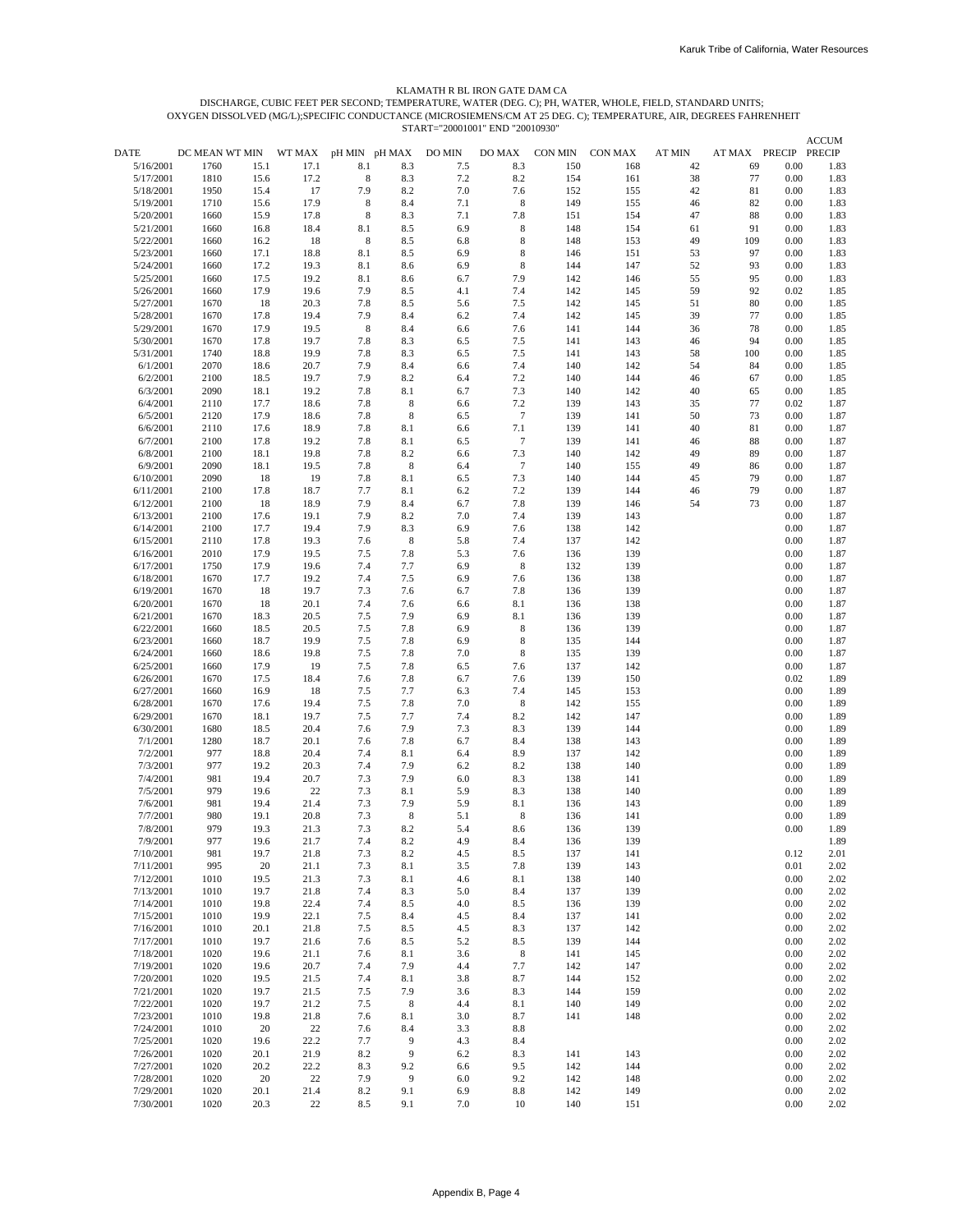KLAMATH R BL IRON GATE DAM CA

DISCHARGE, CUBIC FEET PER SECOND; TEMPERATURE, WATER (DEG. C); PH, WATER, WHOLE, FIELD, STANDARD UNITS; OXYGEN DISSOLVED (MG/L);SPECIFIC CONDUCTANCE (MICROSIEMENS/CM AT 25 DEG. C); TEMPERATURE, AIR, DEGREES FAHRENHEIT

START="20001001" END "20010930"

| DATE | DC MEAN | WT MIN | WT MAX | pH MIN | pH MAX | DO MIN | DO MAX | CON MIN | CON MAX | AT MIN | AT MAX | PRECIP | ACCUM PRECIP |
|---|---|---|---|---|---|---|---|---|---|---|---|---|---|
| 5/16/2001 | 1760 | 15.1 | 17.1 | 8.1 | 8.3 | 7.5 | 8.3 | 150 | 168 | 42 | 69 | 0.00 | 1.83 |
| 5/17/2001 | 1810 | 15.6 | 17.2 | 8 | 8.3 | 7.2 | 8.2 | 154 | 161 | 38 | 77 | 0.00 | 1.83 |
| 5/18/2001 | 1950 | 15.4 | 17 | 7.9 | 8.2 | 7.0 | 7.6 | 152 | 155 | 42 | 81 | 0.00 | 1.83 |
| 5/19/2001 | 1710 | 15.6 | 17.9 | 8 | 8.4 | 7.1 | 8 | 149 | 155 | 46 | 82 | 0.00 | 1.83 |
| 5/20/2001 | 1660 | 15.9 | 17.8 | 8 | 8.3 | 7.1 | 7.8 | 151 | 154 | 47 | 88 | 0.00 | 1.83 |
| 5/21/2001 | 1660 | 16.8 | 18.4 | 8.1 | 8.5 | 6.9 | 8 | 148 | 154 | 61 | 91 | 0.00 | 1.83 |
| 5/22/2001 | 1660 | 16.2 | 18 | 8 | 8.5 | 6.8 | 8 | 148 | 153 | 49 | 109 | 0.00 | 1.83 |
| 5/23/2001 | 1660 | 17.1 | 18.8 | 8.1 | 8.5 | 6.9 | 8 | 146 | 151 | 53 | 97 | 0.00 | 1.83 |
| 5/24/2001 | 1660 | 17.2 | 19.3 | 8.1 | 8.6 | 6.9 | 8 | 144 | 147 | 52 | 93 | 0.00 | 1.83 |
| 5/25/2001 | 1660 | 17.5 | 19.2 | 8.1 | 8.6 | 6.7 | 7.9 | 142 | 146 | 55 | 95 | 0.00 | 1.83 |
| 5/26/2001 | 1660 | 17.9 | 19.6 | 7.9 | 8.5 | 4.1 | 7.4 | 142 | 145 | 59 | 92 | 0.02 | 1.85 |
| 5/27/2001 | 1670 | 18 | 20.3 | 7.8 | 8.5 | 5.6 | 7.5 | 142 | 145 | 51 | 80 | 0.00 | 1.85 |
| 5/28/2001 | 1670 | 17.8 | 19.4 | 7.9 | 8.4 | 6.2 | 7.4 | 142 | 145 | 39 | 77 | 0.00 | 1.85 |
| 5/29/2001 | 1670 | 17.9 | 19.5 | 8 | 8.4 | 6.6 | 7.6 | 141 | 144 | 36 | 78 | 0.00 | 1.85 |
| 5/30/2001 | 1670 | 17.8 | 19.7 | 7.8 | 8.3 | 6.5 | 7.5 | 141 | 143 | 46 | 94 | 0.00 | 1.85 |
| 5/31/2001 | 1740 | 18.8 | 19.9 | 7.8 | 8.3 | 6.5 | 7.5 | 141 | 143 | 58 | 100 | 0.00 | 1.85 |
| 6/1/2001 | 2070 | 18.6 | 20.7 | 7.9 | 8.4 | 6.6 | 7.4 | 140 | 142 | 54 | 84 | 0.00 | 1.85 |
| 6/2/2001 | 2100 | 18.5 | 19.7 | 7.9 | 8.2 | 6.4 | 7.2 | 140 | 144 | 46 | 67 | 0.00 | 1.85 |
| 6/3/2001 | 2090 | 18.1 | 19.2 | 7.8 | 8.1 | 6.7 | 7.3 | 140 | 142 | 40 | 65 | 0.00 | 1.85 |
| 6/4/2001 | 2110 | 17.7 | 18.6 | 7.8 | 8 | 6.6 | 7.2 | 139 | 143 | 35 | 77 | 0.02 | 1.87 |
| 6/5/2001 | 2120 | 17.9 | 18.6 | 7.8 | 8 | 6.5 | 7 | 139 | 141 | 50 | 73 | 0.00 | 1.87 |
| 6/6/2001 | 2110 | 17.6 | 18.9 | 7.8 | 8.1 | 6.6 | 7.1 | 139 | 141 | 40 | 81 | 0.00 | 1.87 |
| 6/7/2001 | 2100 | 17.8 | 19.2 | 7.8 | 8.1 | 6.5 | 7 | 139 | 141 | 46 | 88 | 0.00 | 1.87 |
| 6/8/2001 | 2100 | 18.1 | 19.8 | 7.8 | 8.2 | 6.6 | 7.3 | 140 | 142 | 49 | 89 | 0.00 | 1.87 |
| 6/9/2001 | 2090 | 18.1 | 19.5 | 7.8 | 8 | 6.4 | 7 | 140 | 155 | 49 | 86 | 0.00 | 1.87 |
| 6/10/2001 | 2090 | 18 | 19 | 7.8 | 8.1 | 6.5 | 7.3 | 140 | 144 | 45 | 79 | 0.00 | 1.87 |
| 6/11/2001 | 2100 | 17.8 | 18.7 | 7.7 | 8.1 | 6.2 | 7.2 | 139 | 144 | 46 | 79 | 0.00 | 1.87 |
| 6/12/2001 | 2100 | 18 | 18.9 | 7.9 | 8.4 | 6.7 | 7.8 | 139 | 146 | 54 | 73 | 0.00 | 1.87 |
| 6/13/2001 | 2100 | 17.6 | 19.1 | 7.9 | 8.2 | 7.0 | 7.4 | 139 | 143 | | | 0.00 | 1.87 |
| 6/14/2001 | 2100 | 17.7 | 19.4 | 7.9 | 8.3 | 6.9 | 7.6 | 138 | 142 | | | 0.00 | 1.87 |
| 6/15/2001 | 2110 | 17.8 | 19.3 | 7.6 | 8 | 5.8 | 7.4 | 137 | 142 | | | 0.00 | 1.87 |
| 6/16/2001 | 2010 | 17.9 | 19.5 | 7.5 | 7.8 | 5.3 | 7.6 | 136 | 139 | | | 0.00 | 1.87 |
| 6/17/2001 | 1750 | 17.9 | 19.6 | 7.4 | 7.7 | 6.9 | 8 | 132 | 139 | | | 0.00 | 1.87 |
| 6/18/2001 | 1670 | 17.7 | 19.2 | 7.4 | 7.5 | 6.9 | 7.6 | 136 | 138 | | | 0.00 | 1.87 |
| 6/19/2001 | 1670 | 18 | 19.7 | 7.3 | 7.6 | 6.7 | 7.8 | 136 | 139 | | | 0.00 | 1.87 |
| 6/20/2001 | 1670 | 18 | 20.1 | 7.4 | 7.6 | 6.6 | 8.1 | 136 | 138 | | | 0.00 | 1.87 |
| 6/21/2001 | 1670 | 18.3 | 20.5 | 7.5 | 7.9 | 6.9 | 8.1 | 136 | 139 | | | 0.00 | 1.87 |
| 6/22/2001 | 1660 | 18.5 | 20.5 | 7.5 | 7.8 | 6.9 | 8 | 136 | 139 | | | 0.00 | 1.87 |
| 6/23/2001 | 1660 | 18.7 | 19.9 | 7.5 | 7.8 | 6.9 | 8 | 135 | 144 | | | 0.00 | 1.87 |
| 6/24/2001 | 1660 | 18.6 | 19.8 | 7.5 | 7.8 | 7.0 | 8 | 135 | 139 | | | 0.00 | 1.87 |
| 6/25/2001 | 1660 | 17.9 | 19 | 7.5 | 7.8 | 6.5 | 7.6 | 137 | 142 | | | 0.00 | 1.87 |
| 6/26/2001 | 1670 | 17.5 | 18.4 | 7.6 | 7.8 | 6.7 | 7.6 | 139 | 150 | | | 0.02 | 1.89 |
| 6/27/2001 | 1660 | 16.9 | 18 | 7.5 | 7.7 | 6.3 | 7.4 | 145 | 153 | | | 0.00 | 1.89 |
| 6/28/2001 | 1670 | 17.6 | 19.4 | 7.5 | 7.8 | 7.0 | 8 | 142 | 155 | | | 0.00 | 1.89 |
| 6/29/2001 | 1670 | 18.1 | 19.7 | 7.5 | 7.7 | 7.4 | 8.2 | 142 | 147 | | | 0.00 | 1.89 |
| 6/30/2001 | 1680 | 18.5 | 20.4 | 7.6 | 7.9 | 7.3 | 8.3 | 139 | 144 | | | 0.00 | 1.89 |
| 7/1/2001 | 1280 | 18.7 | 20.1 | 7.6 | 7.8 | 6.7 | 8.4 | 138 | 143 | | | 0.00 | 1.89 |
| 7/2/2001 | 977 | 18.8 | 20.4 | 7.4 | 8.1 | 6.4 | 8.9 | 137 | 142 | | | 0.00 | 1.89 |
| 7/3/2001 | 977 | 19.2 | 20.3 | 7.4 | 7.9 | 6.2 | 8.2 | 138 | 140 | | | 0.00 | 1.89 |
| 7/4/2001 | 981 | 19.4 | 20.7 | 7.3 | 7.9 | 6.0 | 8.3 | 138 | 141 | | | 0.00 | 1.89 |
| 7/5/2001 | 979 | 19.6 | 22 | 7.3 | 8.1 | 5.9 | 8.3 | 138 | 140 | | | 0.00 | 1.89 |
| 7/6/2001 | 981 | 19.4 | 21.4 | 7.3 | 7.9 | 5.9 | 8.1 | 136 | 143 | | | 0.00 | 1.89 |
| 7/7/2001 | 980 | 19.1 | 20.8 | 7.3 | 8 | 5.1 | 8 | 136 | 141 | | | 0.00 | 1.89 |
| 7/8/2001 | 979 | 19.3 | 21.3 | 7.3 | 8.2 | 5.4 | 8.6 | 136 | 139 | | | 0.00 | 1.89 |
| 7/9/2001 | 977 | 19.6 | 21.7 | 7.4 | 8.2 | 4.9 | 8.4 | 136 | 139 | | | | 1.89 |
| 7/10/2001 | 981 | 19.7 | 21.8 | 7.3 | 8.2 | 4.5 | 8.5 | 137 | 141 | | | 0.12 | 2.01 |
| 7/11/2001 | 995 | 20 | 21.1 | 7.3 | 8.1 | 3.5 | 7.8 | 139 | 143 | | | 0.01 | 2.02 |
| 7/12/2001 | 1010 | 19.5 | 21.3 | 7.3 | 8.1 | 4.6 | 8.1 | 138 | 140 | | | 0.00 | 2.02 |
| 7/13/2001 | 1010 | 19.7 | 21.8 | 7.4 | 8.3 | 5.0 | 8.4 | 137 | 139 | | | 0.00 | 2.02 |
| 7/14/2001 | 1010 | 19.8 | 22.4 | 7.4 | 8.5 | 4.0 | 8.5 | 136 | 139 | | | 0.00 | 2.02 |
| 7/15/2001 | 1010 | 19.9 | 22.1 | 7.5 | 8.4 | 4.5 | 8.4 | 137 | 141 | | | 0.00 | 2.02 |
| 7/16/2001 | 1010 | 20.1 | 21.8 | 7.5 | 8.5 | 4.5 | 8.3 | 137 | 142 | | | 0.00 | 2.02 |
| 7/17/2001 | 1010 | 19.7 | 21.6 | 7.6 | 8.5 | 5.2 | 8.5 | 139 | 144 | | | 0.00 | 2.02 |
| 7/18/2001 | 1020 | 19.6 | 21.1 | 7.6 | 8.1 | 3.6 | 8 | 141 | 145 | | | 0.00 | 2.02 |
| 7/19/2001 | 1020 | 19.6 | 20.7 | 7.4 | 7.9 | 4.4 | 7.7 | 142 | 147 | | | 0.00 | 2.02 |
| 7/20/2001 | 1020 | 19.5 | 21.5 | 7.4 | 8.1 | 3.8 | 8.7 | 144 | 152 | | | 0.00 | 2.02 |
| 7/21/2001 | 1020 | 19.7 | 21.5 | 7.5 | 7.9 | 3.6 | 8.3 | 144 | 159 | | | 0.00 | 2.02 |
| 7/22/2001 | 1020 | 19.7 | 21.2 | 7.5 | 8 | 4.4 | 8.1 | 140 | 149 | | | 0.00 | 2.02 |
| 7/23/2001 | 1010 | 19.8 | 21.8 | 7.6 | 8.1 | 3.0 | 8.7 | 141 | 148 | | | 0.00 | 2.02 |
| 7/24/2001 | 1010 | 20 | 22 | 7.6 | 8.4 | 3.3 | 8.8 | | | | | 0.00 | 2.02 |
| 7/25/2001 | 1020 | 19.6 | 22.2 | 7.7 | 9 | 4.3 | 8.4 | | | | | 0.00 | 2.02 |
| 7/26/2001 | 1020 | 20.1 | 21.9 | 8.2 | 9 | 6.2 | 8.3 | 141 | 143 | | | 0.00 | 2.02 |
| 7/27/2001 | 1020 | 20.2 | 22.2 | 8.3 | 9.2 | 6.6 | 9.5 | 142 | 144 | | | 0.00 | 2.02 |
| 7/28/2001 | 1020 | 20 | 22 | 7.9 | 9 | 6.0 | 9.2 | 142 | 148 | | | 0.00 | 2.02 |
| 7/29/2001 | 1020 | 20.1 | 21.4 | 8.2 | 9.1 | 6.9 | 8.8 | 142 | 149 | | | 0.00 | 2.02 |
| 7/30/2001 | 1020 | 20.3 | 22 | 8.5 | 9.1 | 7.0 | 10 | 140 | 151 | | | 0.00 | 2.02 |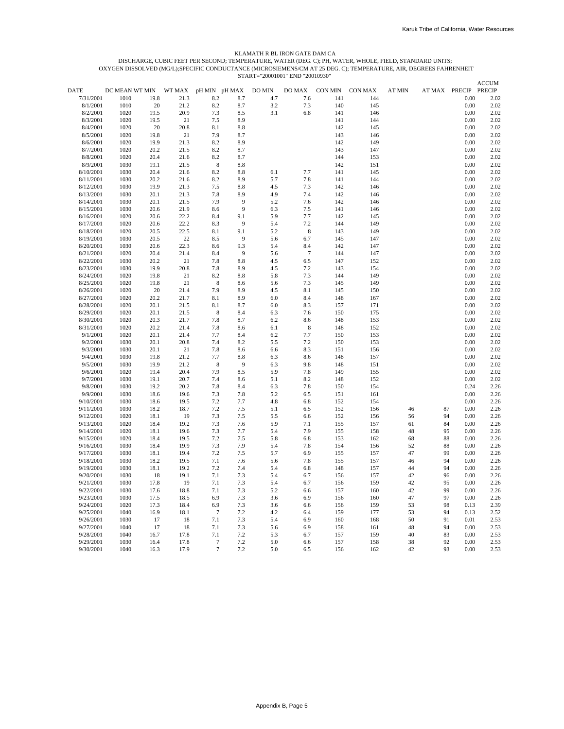KLAMATH R BL IRON GATE DAM CA

DISCHARGE, CUBIC FEET PER SECOND; TEMPERATURE, WATER (DEG. C); PH, WATER, WHOLE, FIELD, STANDARD UNITS; OXYGEN DISSOLVED (MG/L);SPECIFIC CONDUCTANCE (MICROSIEMENS/CM AT 25 DEG. C); TEMPERATURE, AIR, DEGREES FAHRENHEIT

START="20001001" END "20010930"

| DATE | DC MEAN | WT MIN | WT MAX | pH MIN | pH MAX | DO MIN | DO MAX | CON MIN | CON MAX | AT MIN | AT MAX | PRECIP | ACCUM PRECIP |
|---|---|---|---|---|---|---|---|---|---|---|---|---|---|
| 7/31/2001 | 1010 | 19.8 | 21.3 | 8.2 | 8.7 | 4.7 | 7.6 | 141 | 144 | | | 0.00 | 2.02 |
| 8/1/2001 | 1010 | 20 | 21.2 | 8.2 | 8.7 | 3.2 | 7.3 | 140 | 145 | | | 0.00 | 2.02 |
| 8/2/2001 | 1020 | 19.5 | 20.9 | 7.3 | 8.5 | 3.1 | 6.8 | 141 | 146 | | | 0.00 | 2.02 |
| 8/3/2001 | 1020 | 19.5 | 21 | 7.5 | 8.9 | | | 141 | 144 | | | 0.00 | 2.02 |
| 8/4/2001 | 1020 | 20 | 20.8 | 8.1 | 8.8 | | | 142 | 145 | | | 0.00 | 2.02 |
| 8/5/2001 | 1020 | 19.8 | 21 | 7.9 | 8.7 | | | 143 | 146 | | | 0.00 | 2.02 |
| 8/6/2001 | 1020 | 19.9 | 21.3 | 8.2 | 8.9 | | | 142 | 149 | | | 0.00 | 2.02 |
| 8/7/2001 | 1020 | 20.2 | 21.5 | 8.2 | 8.7 | | | 143 | 147 | | | 0.00 | 2.02 |
| 8/8/2001 | 1020 | 20.4 | 21.6 | 8.2 | 8.7 | | | 144 | 153 | | | 0.00 | 2.02 |
| 8/9/2001 | 1030 | 19.1 | 21.5 | 8 | 8.8 | | | 142 | 151 | | | 0.00 | 2.02 |
| 8/10/2001 | 1030 | 20.4 | 21.6 | 8.2 | 8.8 | 6.1 | 7.7 | 141 | 145 | | | 0.00 | 2.02 |
| 8/11/2001 | 1030 | 20.2 | 21.6 | 8.2 | 8.9 | 5.7 | 7.8 | 141 | 144 | | | 0.00 | 2.02 |
| 8/12/2001 | 1030 | 19.9 | 21.3 | 7.5 | 8.8 | 4.5 | 7.3 | 142 | 146 | | | 0.00 | 2.02 |
| 8/13/2001 | 1030 | 20.1 | 21.3 | 7.8 | 8.9 | 4.9 | 7.4 | 142 | 146 | | | 0.00 | 2.02 |
| 8/14/2001 | 1030 | 20.1 | 21.5 | 7.9 | 9 | 5.2 | 7.6 | 142 | 146 | | | 0.00 | 2.02 |
| 8/15/2001 | 1030 | 20.6 | 21.9 | 8.6 | 9 | 6.3 | 7.5 | 141 | 146 | | | 0.00 | 2.02 |
| 8/16/2001 | 1020 | 20.6 | 22.2 | 8.4 | 9.1 | 5.9 | 7.7 | 142 | 145 | | | 0.00 | 2.02 |
| 8/17/2001 | 1020 | 20.6 | 22.2 | 8.3 | 9 | 5.4 | 7.2 | 144 | 149 | | | 0.00 | 2.02 |
| 8/18/2001 | 1020 | 20.5 | 22.5 | 8.1 | 9.1 | 5.2 | 8 | 143 | 149 | | | 0.00 | 2.02 |
| 8/19/2001 | 1030 | 20.5 | 22 | 8.5 | 9 | 5.6 | 6.7 | 145 | 147 | | | 0.00 | 2.02 |
| 8/20/2001 | 1030 | 20.6 | 22.3 | 8.6 | 9.3 | 5.4 | 8.4 | 142 | 147 | | | 0.00 | 2.02 |
| 8/21/2001 | 1020 | 20.4 | 21.4 | 8.4 | 9 | 5.6 | 7 | 144 | 147 | | | 0.00 | 2.02 |
| 8/22/2001 | 1030 | 20.2 | 21 | 7.8 | 8.8 | 4.5 | 6.5 | 147 | 152 | | | 0.00 | 2.02 |
| 8/23/2001 | 1030 | 19.9 | 20.8 | 7.8 | 8.9 | 4.5 | 7.2 | 143 | 154 | | | 0.00 | 2.02 |
| 8/24/2001 | 1020 | 19.8 | 21 | 8.2 | 8.8 | 5.8 | 7.3 | 144 | 149 | | | 0.00 | 2.02 |
| 8/25/2001 | 1020 | 19.8 | 21 | 8 | 8.6 | 5.6 | 7.3 | 145 | 149 | | | 0.00 | 2.02 |
| 8/26/2001 | 1020 | 20 | 21.4 | 7.9 | 8.9 | 4.5 | 8.1 | 145 | 150 | | | 0.00 | 2.02 |
| 8/27/2001 | 1020 | 20.2 | 21.7 | 8.1 | 8.9 | 6.0 | 8.4 | 148 | 167 | | | 0.00 | 2.02 |
| 8/28/2001 | 1020 | 20.1 | 21.5 | 8.1 | 8.7 | 6.0 | 8.3 | 157 | 171 | | | 0.00 | 2.02 |
| 8/29/2001 | 1020 | 20.1 | 21.5 | 8 | 8.4 | 6.3 | 7.6 | 150 | 175 | | | 0.00 | 2.02 |
| 8/30/2001 | 1020 | 20.3 | 21.7 | 7.8 | 8.7 | 6.2 | 8.6 | 148 | 153 | | | 0.00 | 2.02 |
| 8/31/2001 | 1020 | 20.2 | 21.4 | 7.8 | 8.6 | 6.1 | 8 | 148 | 152 | | | 0.00 | 2.02 |
| 9/1/2001 | 1020 | 20.1 | 21.4 | 7.7 | 8.4 | 6.2 | 7.7 | 150 | 153 | | | 0.00 | 2.02 |
| 9/2/2001 | 1030 | 20.1 | 20.8 | 7.4 | 8.2 | 5.5 | 7.2 | 150 | 153 | | | 0.00 | 2.02 |
| 9/3/2001 | 1030 | 20.1 | 21 | 7.8 | 8.6 | 6.6 | 8.3 | 151 | 156 | | | 0.00 | 2.02 |
| 9/4/2001 | 1030 | 19.8 | 21.2 | 7.7 | 8.8 | 6.3 | 8.6 | 148 | 157 | | | 0.00 | 2.02 |
| 9/5/2001 | 1030 | 19.9 | 21.2 | 8 | 9 | 6.3 | 9.8 | 148 | 151 | | | 0.00 | 2.02 |
| 9/6/2001 | 1020 | 19.4 | 20.4 | 7.9 | 8.5 | 5.9 | 7.8 | 149 | 155 | | | 0.00 | 2.02 |
| 9/7/2001 | 1030 | 19.1 | 20.7 | 7.4 | 8.6 | 5.1 | 8.2 | 148 | 152 | | | 0.00 | 2.02 |
| 9/8/2001 | 1030 | 19.2 | 20.2 | 7.8 | 8.4 | 6.3 | 7.8 | 150 | 154 | | | 0.24 | 2.26 |
| 9/9/2001 | 1030 | 18.6 | 19.6 | 7.3 | 7.8 | 5.2 | 6.5 | 151 | 161 | | | 0.00 | 2.26 |
| 9/10/2001 | 1030 | 18.6 | 19.5 | 7.2 | 7.7 | 4.8 | 6.8 | 152 | 154 | | | 0.00 | 2.26 |
| 9/11/2001 | 1030 | 18.2 | 18.7 | 7.2 | 7.5 | 5.1 | 6.5 | 152 | 156 | 46 | 87 | 0.00 | 2.26 |
| 9/12/2001 | 1020 | 18.1 | 19 | 7.3 | 7.5 | 5.5 | 6.6 | 152 | 156 | 56 | 94 | 0.00 | 2.26 |
| 9/13/2001 | 1020 | 18.4 | 19.2 | 7.3 | 7.6 | 5.9 | 7.1 | 155 | 157 | 61 | 84 | 0.00 | 2.26 |
| 9/14/2001 | 1020 | 18.1 | 19.6 | 7.3 | 7.7 | 5.4 | 7.9 | 155 | 158 | 48 | 95 | 0.00 | 2.26 |
| 9/15/2001 | 1020 | 18.4 | 19.5 | 7.2 | 7.5 | 5.8 | 6.8 | 153 | 162 | 68 | 88 | 0.00 | 2.26 |
| 9/16/2001 | 1030 | 18.4 | 19.9 | 7.3 | 7.9 | 5.4 | 7.8 | 154 | 156 | 52 | 88 | 0.00 | 2.26 |
| 9/17/2001 | 1030 | 18.1 | 19.4 | 7.2 | 7.5 | 5.7 | 6.9 | 155 | 157 | 47 | 99 | 0.00 | 2.26 |
| 9/18/2001 | 1030 | 18.2 | 19.5 | 7.1 | 7.6 | 5.6 | 7.8 | 155 | 157 | 46 | 94 | 0.00 | 2.26 |
| 9/19/2001 | 1030 | 18.1 | 19.2 | 7.2 | 7.4 | 5.4 | 6.8 | 148 | 157 | 44 | 94 | 0.00 | 2.26 |
| 9/20/2001 | 1030 | 18 | 19.1 | 7.1 | 7.3 | 5.4 | 6.7 | 156 | 157 | 42 | 96 | 0.00 | 2.26 |
| 9/21/2001 | 1030 | 17.8 | 19 | 7.1 | 7.3 | 5.4 | 6.7 | 156 | 159 | 42 | 95 | 0.00 | 2.26 |
| 9/22/2001 | 1030 | 17.6 | 18.8 | 7.1 | 7.3 | 5.2 | 6.6 | 157 | 160 | 42 | 99 | 0.00 | 2.26 |
| 9/23/2001 | 1030 | 17.5 | 18.5 | 6.9 | 7.3 | 3.6 | 6.9 | 156 | 160 | 47 | 97 | 0.00 | 2.26 |
| 9/24/2001 | 1020 | 17.3 | 18.4 | 6.9 | 7.3 | 3.6 | 6.6 | 156 | 159 | 53 | 98 | 0.13 | 2.39 |
| 9/25/2001 | 1040 | 16.9 | 18.1 | 7 | 7.2 | 4.2 | 6.4 | 159 | 177 | 53 | 94 | 0.13 | 2.52 |
| 9/26/2001 | 1030 | 17 | 18 | 7.1 | 7.3 | 5.4 | 6.9 | 160 | 168 | 50 | 91 | 0.01 | 2.53 |
| 9/27/2001 | 1040 | 17 | 18 | 7.1 | 7.3 | 5.6 | 6.9 | 158 | 161 | 48 | 94 | 0.00 | 2.53 |
| 9/28/2001 | 1040 | 16.7 | 17.8 | 7.1 | 7.2 | 5.3 | 6.7 | 157 | 159 | 40 | 83 | 0.00 | 2.53 |
| 9/29/2001 | 1030 | 16.4 | 17.8 | 7 | 7.2 | 5.0 | 6.6 | 157 | 158 | 38 | 92 | 0.00 | 2.53 |
| 9/30/2001 | 1040 | 16.3 | 17.9 | 7 | 7.2 | 5.0 | 6.5 | 156 | 162 | 42 | 93 | 0.00 | 2.53 |